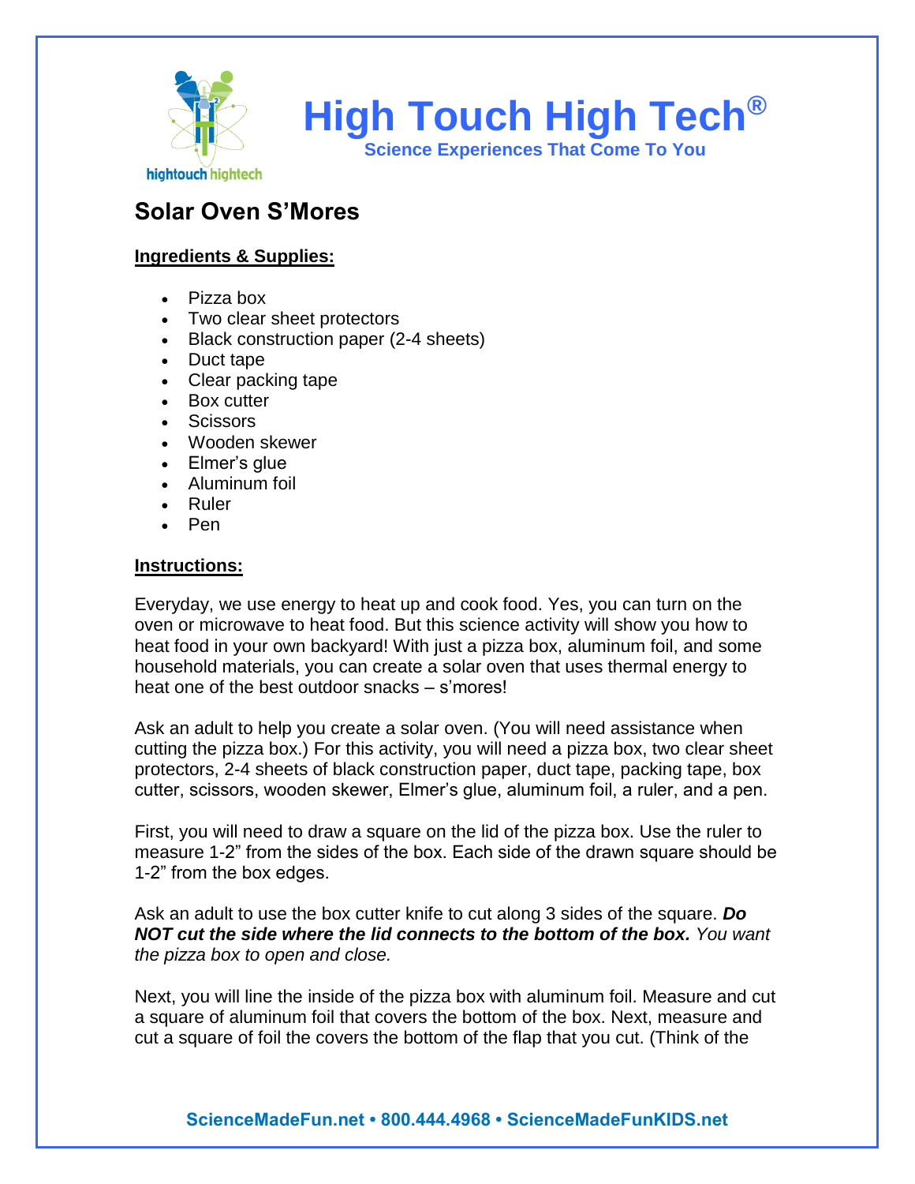# High Touch High Tech®

**Science Experiences That Come To You**

## Solar Oven S'Mores

**Ingredients & Supplies:**

- Pizza box
- Two clear sheet protectors
- Black construction paper (2-4 sheets)
- Duct tape
- Clear packing tape
- Box cutter
- Scissors
- Wooden skewer
- Elmer's glue
- Aluminum foil
- Ruler
- Pen

**Instructions:**

Everyday, we use energy to heat up and cook food. Yes, you can turn on the oven or microwave to heat food. But this science activity will show you how to heat food in your own backyard! With just a pizza box, aluminum foil, and some household materials, you can create a solar oven that uses thermal energy to heat one of the best outdoor snacks – s'mores!

Ask an adult to help you create a solar oven. (You will need assistance when cutting the pizza box.) For this activity, you will need a pizza box, two clear sheet protectors, 2-4 sheets of black construction paper, duct tape, packing tape, box cutter, scissors, wooden skewer, Elmer's glue, aluminum foil, a ruler, and a pen.

First, you will need to draw a square on the lid of the pizza box. Use the ruler to measure 1-2" from the sides of the box. Each side of the drawn square should be 1-2" from the box edges.

Ask an adult to use the box cutter knife to cut along 3 sides of the square. ***Do NOT cut the side where the lid connects to the bottom of the box.*** *You want the pizza box to open and close.*

Next, you will line the inside of the pizza box with aluminum foil. Measure and cut a square of aluminum foil that covers the bottom of the box. Next, measure and cut a square of foil the covers the bottom of the flap that you cut. (Think of the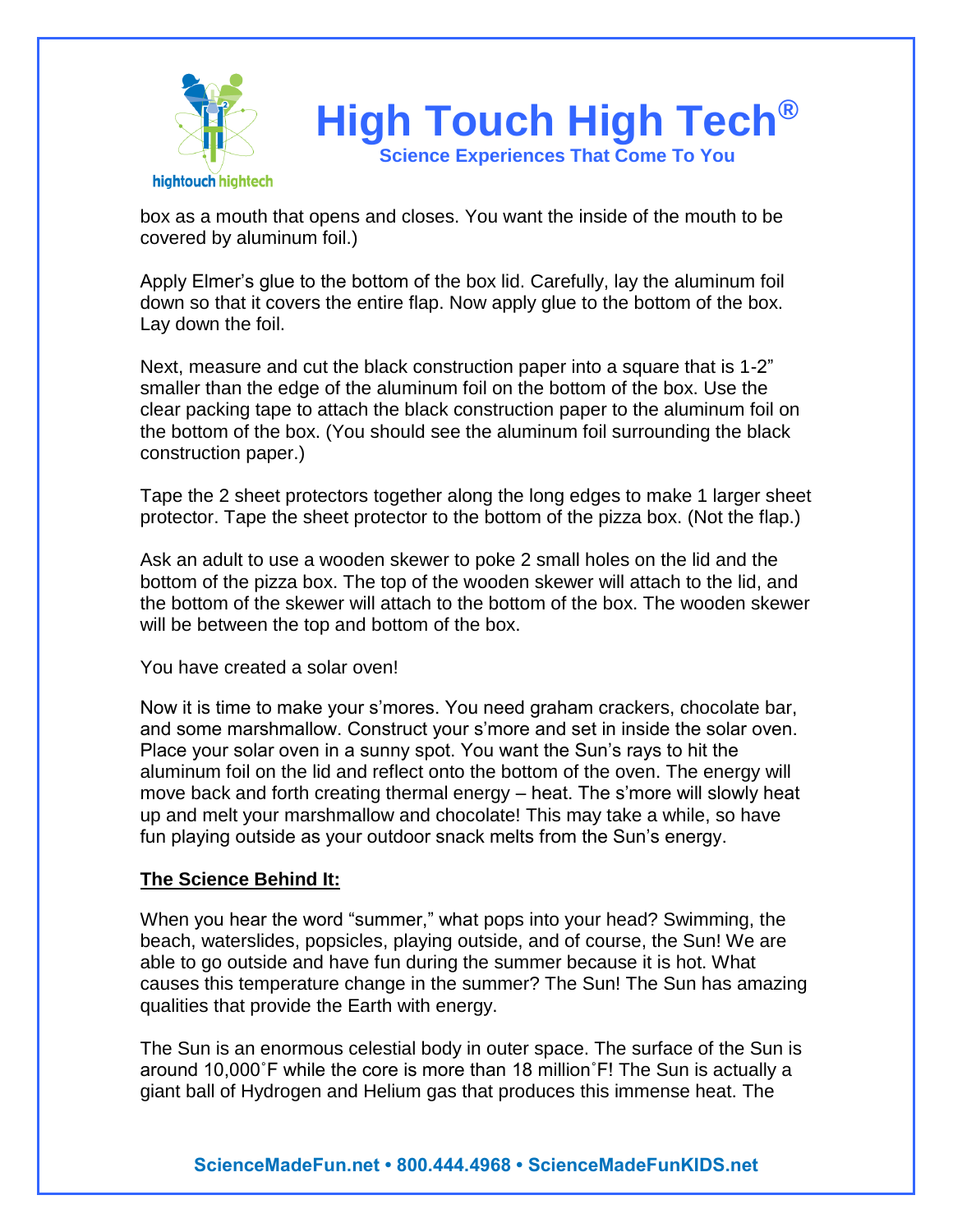box as a mouth that opens and closes. You want the inside of the mouth to be covered by aluminum foil.)

Apply Elmer's glue to the bottom of the box lid. Carefully, lay the aluminum foil down so that it covers the entire flap. Now apply glue to the bottom of the box. Lay down the foil.

Next, measure and cut the black construction paper into a square that is 1-2" smaller than the edge of the aluminum foil on the bottom of the box. Use the clear packing tape to attach the black construction paper to the aluminum foil on the bottom of the box. (You should see the aluminum foil surrounding the black construction paper.)

Tape the 2 sheet protectors together along the long edges to make 1 larger sheet protector. Tape the sheet protector to the bottom of the pizza box. (Not the flap.)

Ask an adult to use a wooden skewer to poke 2 small holes on the lid and the bottom of the pizza box. The top of the wooden skewer will attach to the lid, and the bottom of the skewer will attach to the bottom of the box. The wooden skewer will be between the top and bottom of the box.

You have created a solar oven!

Now it is time to make your s'mores. You need graham crackers, chocolate bar, and some marshmallow. Construct your s'more and set in inside the solar oven. Place your solar oven in a sunny spot. You want the Sun's rays to hit the aluminum foil on the lid and reflect onto the bottom of the oven. The energy will move back and forth creating thermal energy – heat. The s'more will slowly heat up and melt your marshmallow and chocolate! This may take a while, so have fun playing outside as your outdoor snack melts from the Sun's energy.

**The Science Behind It:**

When you hear the word "summer," what pops into your head? Swimming, the beach, waterslides, popsicles, playing outside, and of course, the Sun! We are able to go outside and have fun during the summer because it is hot. What causes this temperature change in the summer? The Sun! The Sun has amazing qualities that provide the Earth with energy.

The Sun is an enormous celestial body in outer space. The surface of the Sun is around 10,000˚F while the core is more than 18 million˚F! The Sun is actually a giant ball of Hydrogen and Helium gas that produces this immense heat. The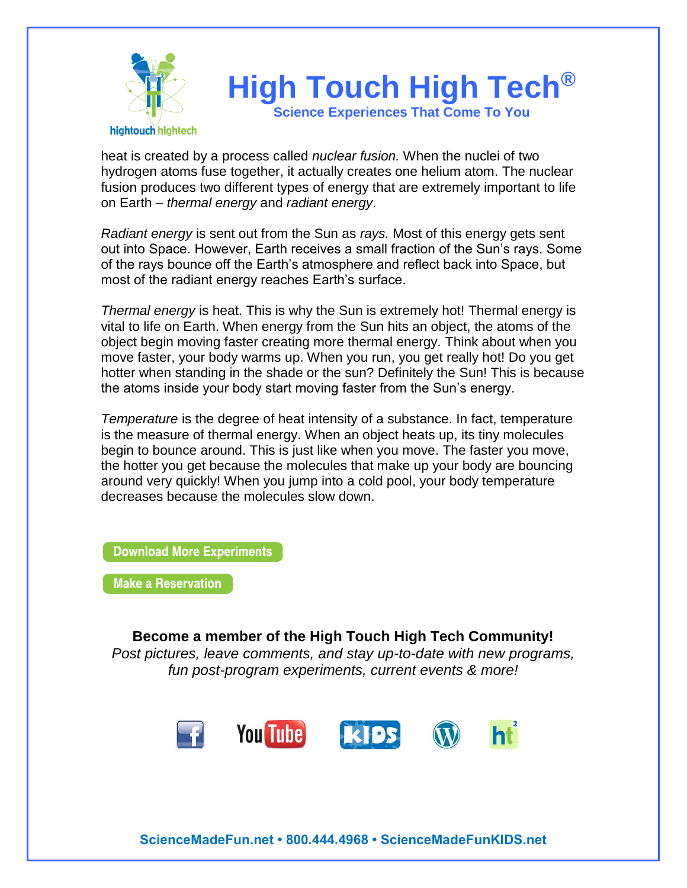# High Touch High Tech®

**Science Experiences That Come To You**

heat is created by a process called *nuclear fusion.* When the nuclei of two hydrogen atoms fuse together, it actually creates one helium atom. The nuclear fusion produces two different types of energy that are extremely important to life on Earth – *thermal energy* and *radiant energy*.

*Radiant energy* is sent out from the Sun as *rays.* Most of this energy gets sent out into Space. However, Earth receives a small fraction of the Sun's rays. Some of the rays bounce off the Earth's atmosphere and reflect back into Space, but most of the radiant energy reaches Earth's surface.

*Thermal energy* is heat. This is why the Sun is extremely hot! Thermal energy is vital to life on Earth. When energy from the Sun hits an object, the atoms of the object begin moving faster creating more thermal energy. Think about when you move faster, your body warms up. When you run, you get really hot! Do you get hotter when standing in the shade or the sun? Definitely the Sun! This is because the atoms inside your body start moving faster from the Sun's energy.

*Temperature* is the degree of heat intensity of a substance. In fact, temperature is the measure of thermal energy. When an object heats up, its tiny molecules begin to bounce around. This is just like when you move. The faster you move, the hotter you get because the molecules that make up your body are bouncing around very quickly! When you jump into a cold pool, your body temperature decreases because the molecules slow down.

**Download More Experiments**

**Make a Reservation**

**Become a member of the High Touch High Tech Community!**

*Post pictures, leave comments, and stay up-to-date with new programs, fun post-program experiments, current events & more!*

**ScienceMadeFun.net • 800.444.4968 • ScienceMadeFunKIDS.net**